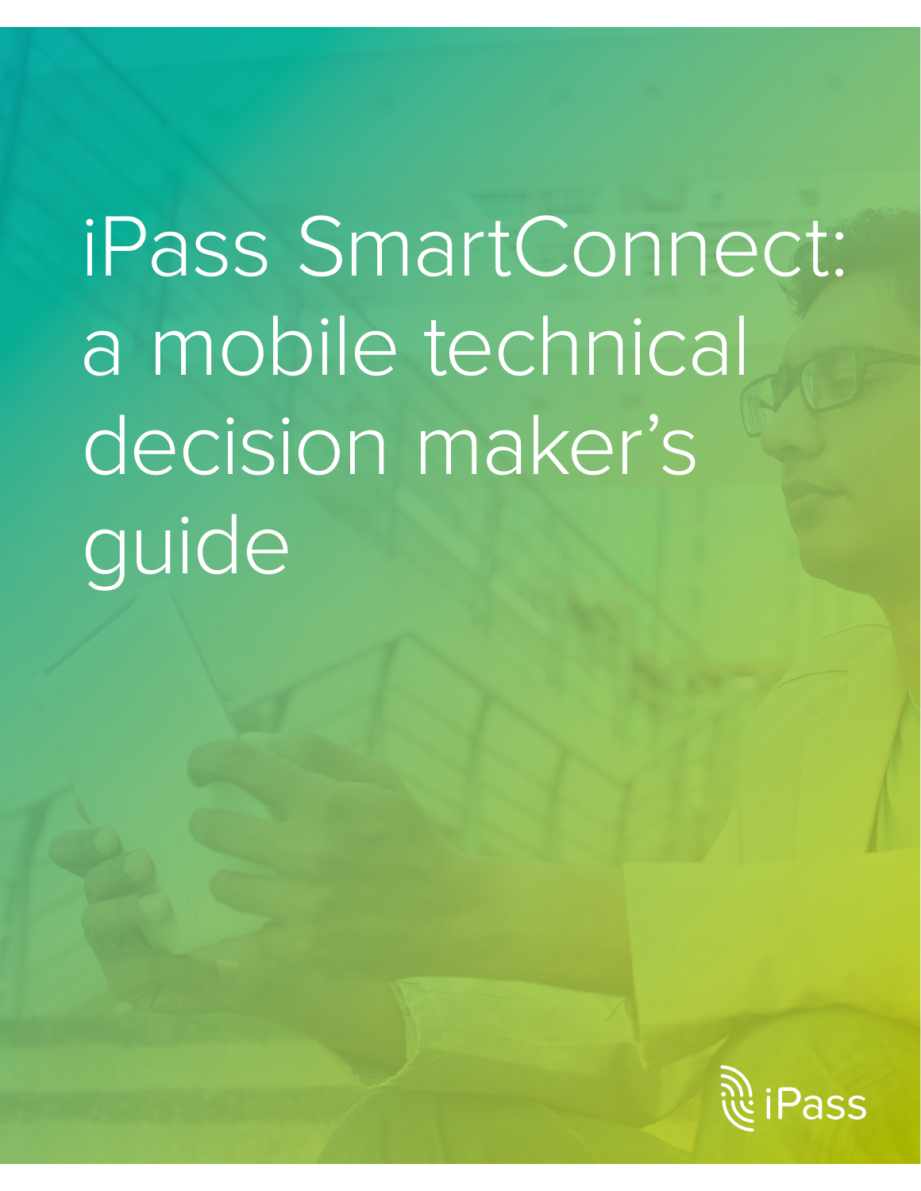# iPass SmartConnect: a mobile technical decision maker's guide

iPass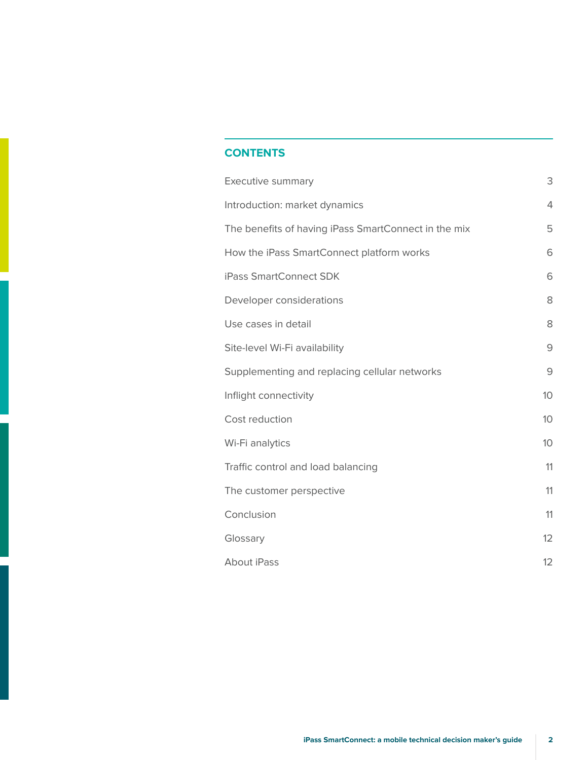## CONTENTS

| | |
|---|---|
| Executive summary | 3 |
| Introduction: market dynamics | 4 |
| The benefits of having iPass SmartConnect in the mix | 5 |
| How the iPass SmartConnect platform works | 6 |
| iPass SmartConnect SDK | 6 |
| Developer considerations | 8 |
| Use cases in detail | 8 |
| Site-level Wi-Fi availability | 9 |
| Supplementing and replacing cellular networks | 9 |
| Inflight connectivity | 10 |
| Cost reduction | 10 |
| Wi-Fi analytics | 10 |
| Traffic control and load balancing | 11 |
| The customer perspective | 11 |
| Conclusion | 11 |
| Glossary | 12 |
| About iPass | 12 |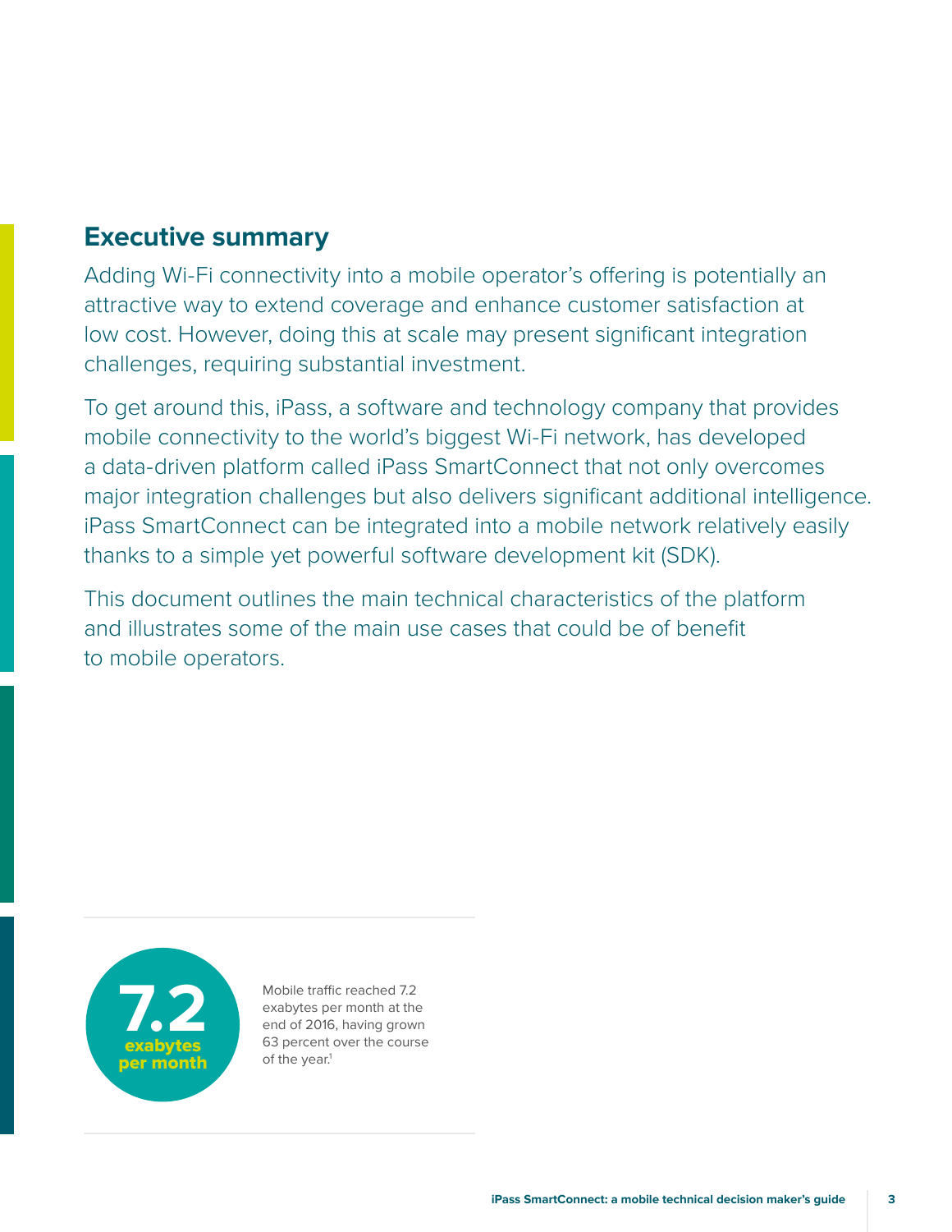## Executive summary

Adding Wi-Fi connectivity into a mobile operator's offering is potentially an attractive way to extend coverage and enhance customer satisfaction at low cost. However, doing this at scale may present significant integration challenges, requiring substantial investment.

To get around this, iPass, a software and technology company that provides mobile connectivity to the world's biggest Wi-Fi network, has developed a data-driven platform called iPass SmartConnect that not only overcomes major integration challenges but also delivers significant additional intelligence. iPass SmartConnect can be integrated into a mobile network relatively easily thanks to a simple yet powerful software development kit (SDK).

This document outlines the main technical characteristics of the platform and illustrates some of the main use cases that could be of benefit to mobile operators.

**7.2**
**exabytes per month**

Mobile traffic reached 7.2 exabytes per month at the end of 2016, having grown 63 percent over the course of the year.[1]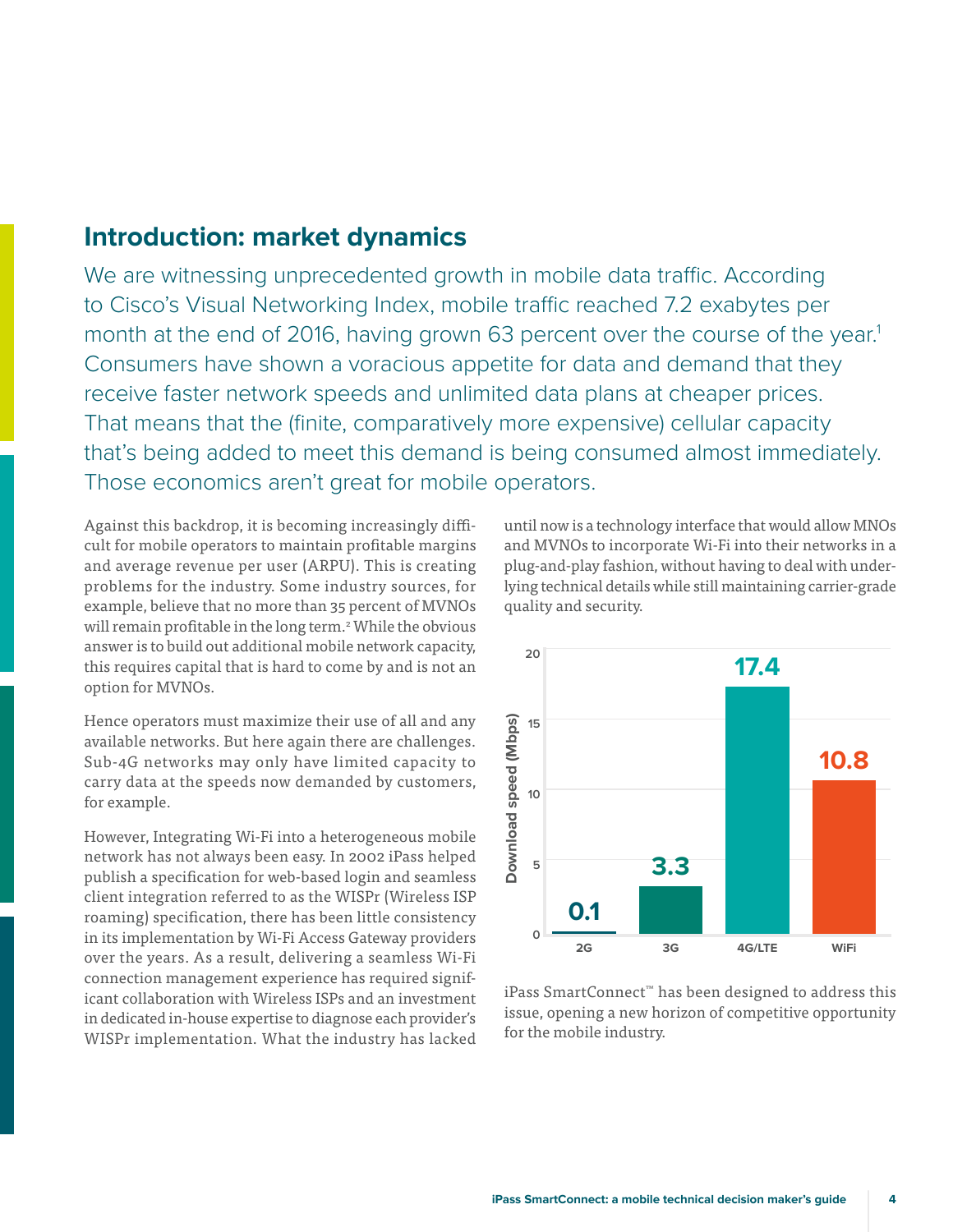## Introduction: market dynamics

We are witnessing unprecedented growth in mobile data traffic. According to Cisco's Visual Networking Index, mobile traffic reached 7.2 exabytes per month at the end of 2016, having grown 63 percent over the course of the year.[1] Consumers have shown a voracious appetite for data and demand that they receive faster network speeds and unlimited data plans at cheaper prices. That means that the (finite, comparatively more expensive) cellular capacity that's being added to meet this demand is being consumed almost immediately. Those economics aren't great for mobile operators.

Against this backdrop, it is becoming increasingly difficult for mobile operators to maintain profitable margins and average revenue per user (ARPU). This is creating problems for the industry. Some industry sources, for example, believe that no more than 35 percent of MVNOs will remain profitable in the long term.[2] While the obvious answer is to build out additional mobile network capacity, this requires capital that is hard to come by and is not an option for MVNOs.

Hence operators must maximize their use of all and any available networks. But here again there are challenges. Sub-4G networks may only have limited capacity to carry data at the speeds now demanded by customers, for example.

However, Integrating Wi-Fi into a heterogeneous mobile network has not always been easy. In 2002 iPass helped publish a specification for web-based login and seamless client integration referred to as the WISPr (Wireless ISP roaming) specification, there has been little consistency in its implementation by Wi-Fi Access Gateway providers over the years. As a result, delivering a seamless Wi-Fi connection management experience has required significant collaboration with Wireless ISPs and an investment in dedicated in-house expertise to diagnose each provider's WISPr implementation. What the industry has lacked until now is a technology interface that would allow MNOs and MVNOs to incorporate Wi-Fi into their networks in a plug-and-play fashion, without having to deal with underlying technical details while still maintaining carrier-grade quality and security.

| | 2G | 3G | 4G/LTE | WiFi |
|---|---|---|---|---|
| Download speed (Mbps) | 0.1 | 3.3 | 17.4 | 10.8 |

iPass SmartConnect™ has been designed to address this issue, opening a new horizon of competitive opportunity for the mobile industry.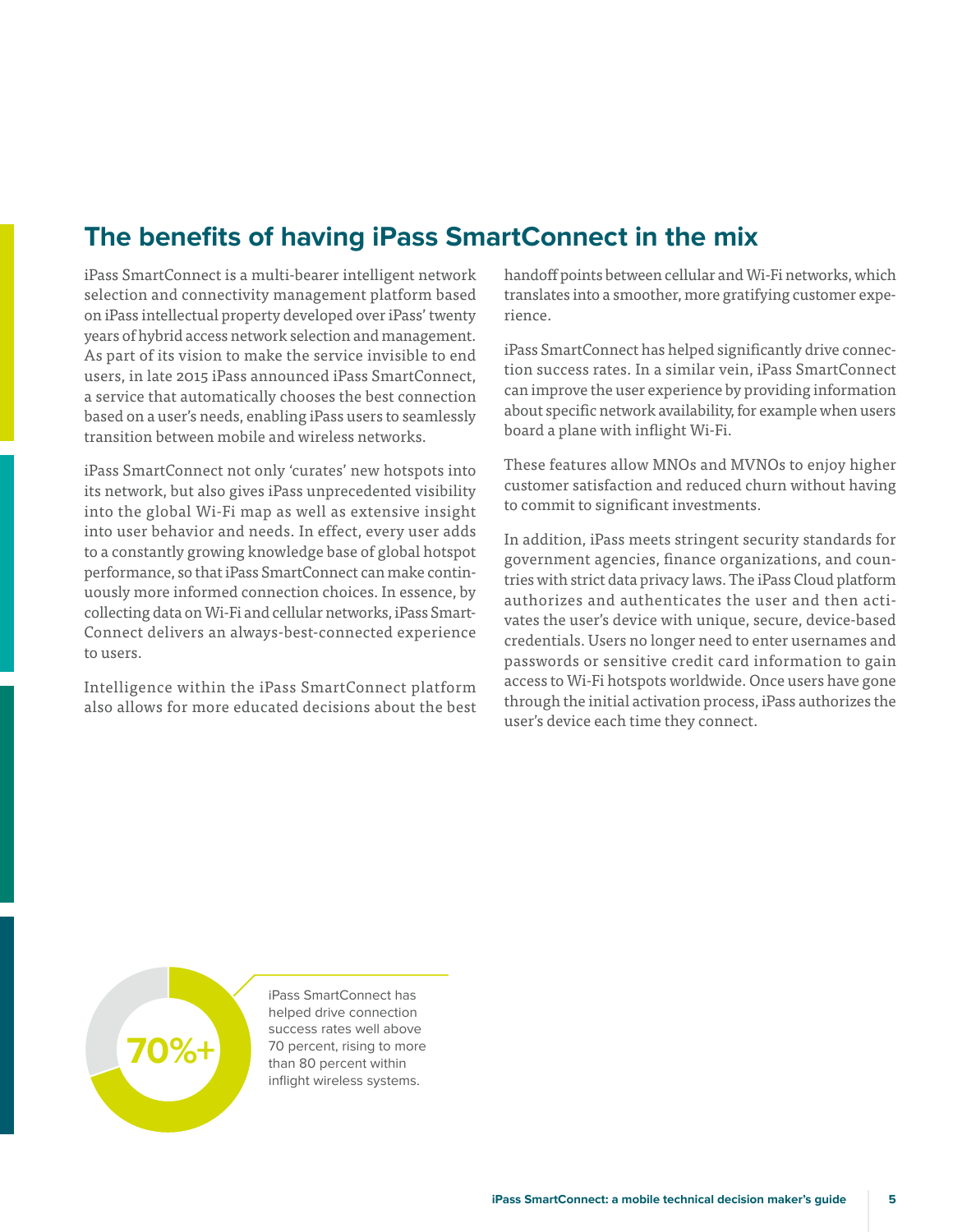## The benefits of having iPass SmartConnect in the mix

iPass SmartConnect is a multi-bearer intelligent network selection and connectivity management platform based on iPass intellectual property developed over iPass' twenty years of hybrid access network selection and management. As part of its vision to make the service invisible to end users, in late 2015 iPass announced iPass SmartConnect, a service that automatically chooses the best connection based on a user's needs, enabling iPass users to seamlessly transition between mobile and wireless networks.

iPass SmartConnect not only 'curates' new hotspots into its network, but also gives iPass unprecedented visibility into the global Wi-Fi map as well as extensive insight into user behavior and needs. In effect, every user adds to a constantly growing knowledge base of global hotspot performance, so that iPass SmartConnect can make continuously more informed connection choices. In essence, by collecting data on Wi-Fi and cellular networks, iPass SmartConnect delivers an always-best-connected experience to users.

Intelligence within the iPass SmartConnect platform also allows for more educated decisions about the best handoff points between cellular and Wi-Fi networks, which translates into a smoother, more gratifying customer experience.

iPass SmartConnect has helped significantly drive connection success rates. In a similar vein, iPass SmartConnect can improve the user experience by providing information about specific network availability, for example when users board a plane with inflight Wi-Fi.

These features allow MNOs and MVNOs to enjoy higher customer satisfaction and reduced churn without having to commit to significant investments.

In addition, iPass meets stringent security standards for government agencies, finance organizations, and countries with strict data privacy laws. The iPass Cloud platform authorizes and authenticates the user and then activates the user's device with unique, secure, device-based credentials. Users no longer need to enter usernames and passwords or sensitive credit card information to gain access to Wi-Fi hotspots worldwide. Once users have gone through the initial activation process, iPass authorizes the user's device each time they connect.

**70%+**

iPass SmartConnect has helped drive connection success rates well above 70 percent, rising to more than 80 percent within inflight wireless systems.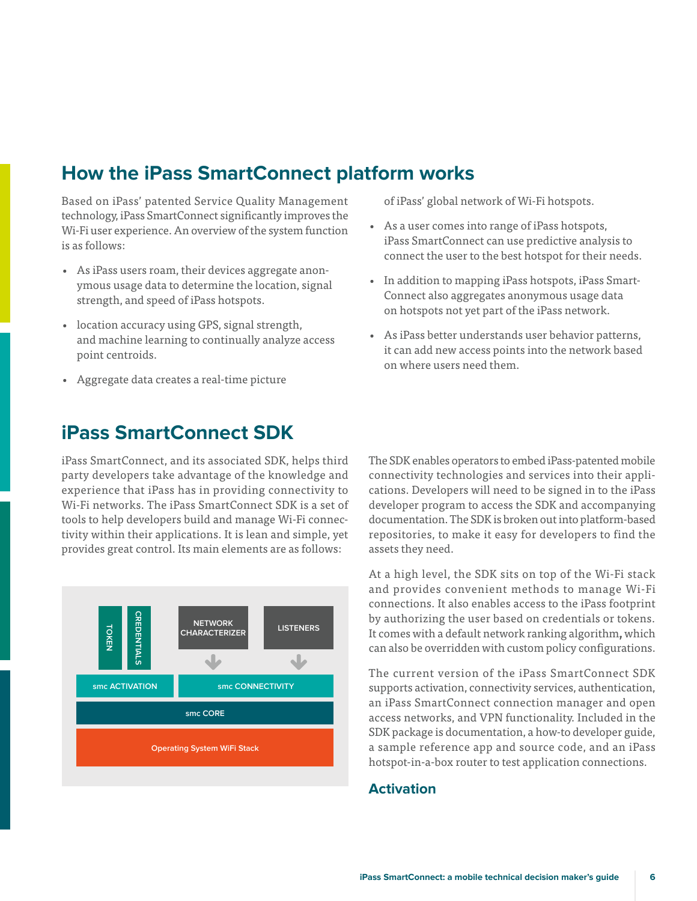## How the iPass SmartConnect platform works

Based on iPass' patented Service Quality Management technology, iPass SmartConnect significantly improves the Wi-Fi user experience. An overview of the system function is as follows:

- As iPass users roam, their devices aggregate anonymous usage data to determine the location, signal strength, and speed of iPass hotspots.
- location accuracy using GPS, signal strength, and machine learning to continually analyze access point centroids.
- Aggregate data creates a real-time picture of iPass' global network of Wi-Fi hotspots.
- As a user comes into range of iPass hotspots, iPass SmartConnect can use predictive analysis to connect the user to the best hotspot for their needs.
- In addition to mapping iPass hotspots, iPass SmartConnect also aggregates anonymous usage data on hotspots not yet part of the iPass network.
- As iPass better understands user behavior patterns, it can add new access points into the network based on where users need them.

## iPass SmartConnect SDK

iPass SmartConnect, and its associated SDK, helps third party developers take advantage of the knowledge and experience that iPass has in providing connectivity to Wi-Fi networks. The iPass SmartConnect SDK is a set of tools to help developers build and manage Wi-Fi connectivity within their applications. It is lean and simple, yet provides great control. Its main elements are as follows:

TOKEN | CREDENTIALS | NETWORK CHARACTERIZER | LISTENERS

smc ACTIVATION | smc CONNECTIVITY

smc CORE

Operating System WiFi Stack

The SDK enables operators to embed iPass-patented mobile connectivity technologies and services into their applications. Developers will need to be signed in to the iPass developer program to access the SDK and accompanying documentation. The SDK is broken out into platform-based repositories, to make it easy for developers to find the assets they need.

At a high level, the SDK sits on top of the Wi-Fi stack and provides convenient methods to manage Wi-Fi connections. It also enables access to the iPass footprint by authorizing the user based on credentials or tokens. It comes with a default network ranking algorithm, which can also be overridden with custom policy configurations.

The current version of the iPass SmartConnect SDK supports activation, connectivity services, authentication, an iPass SmartConnect connection manager and open access networks, and VPN functionality. Included in the SDK package is documentation, a how-to developer guide, a sample reference app and source code, and an iPass hotspot-in-a-box router to test application connections.

### Activation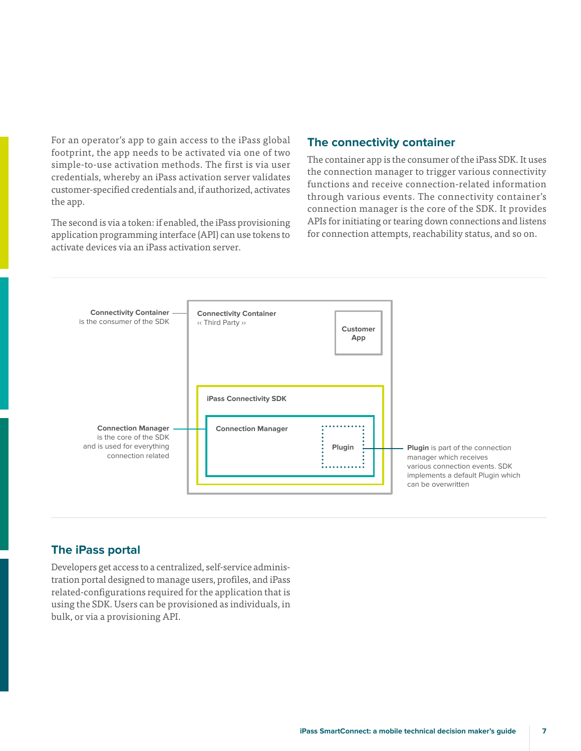For an operator's app to gain access to the iPass global footprint, the app needs to be activated via one of two simple-to-use activation methods. The first is via user credentials, whereby an iPass activation server validates customer-specified credentials and, if authorized, activates the app.

The second is via a token: if enabled, the iPass provisioning application programming interface (API) can use tokens to activate devices via an iPass activation server.

## The connectivity container

The container app is the consumer of the iPass SDK. It uses the connection manager to trigger various connectivity functions and receive connection-related information through various events. The connectivity container's connection manager is the core of the SDK. It provides APIs for initiating or tearing down connections and listens for connection attempts, reachability status, and so on.

**Connectivity Container** is the consumer of the SDK

**Connectivity Container** ‹‹ Third Party ››

**Customer App**

**iPass Connectivity SDK**

**Connection Manager**

**Plugin**

**Connection Manager** is the core of the SDK and is used for everything connection related

**Plugin** is part of the connection manager which receives various connection events. SDK implements a default Plugin which can be overwritten

## The iPass portal

Developers get access to a centralized, self-service administration portal designed to manage users, profiles, and iPass related-configurations required for the application that is using the SDK. Users can be provisioned as individuals, in bulk, or via a provisioning API.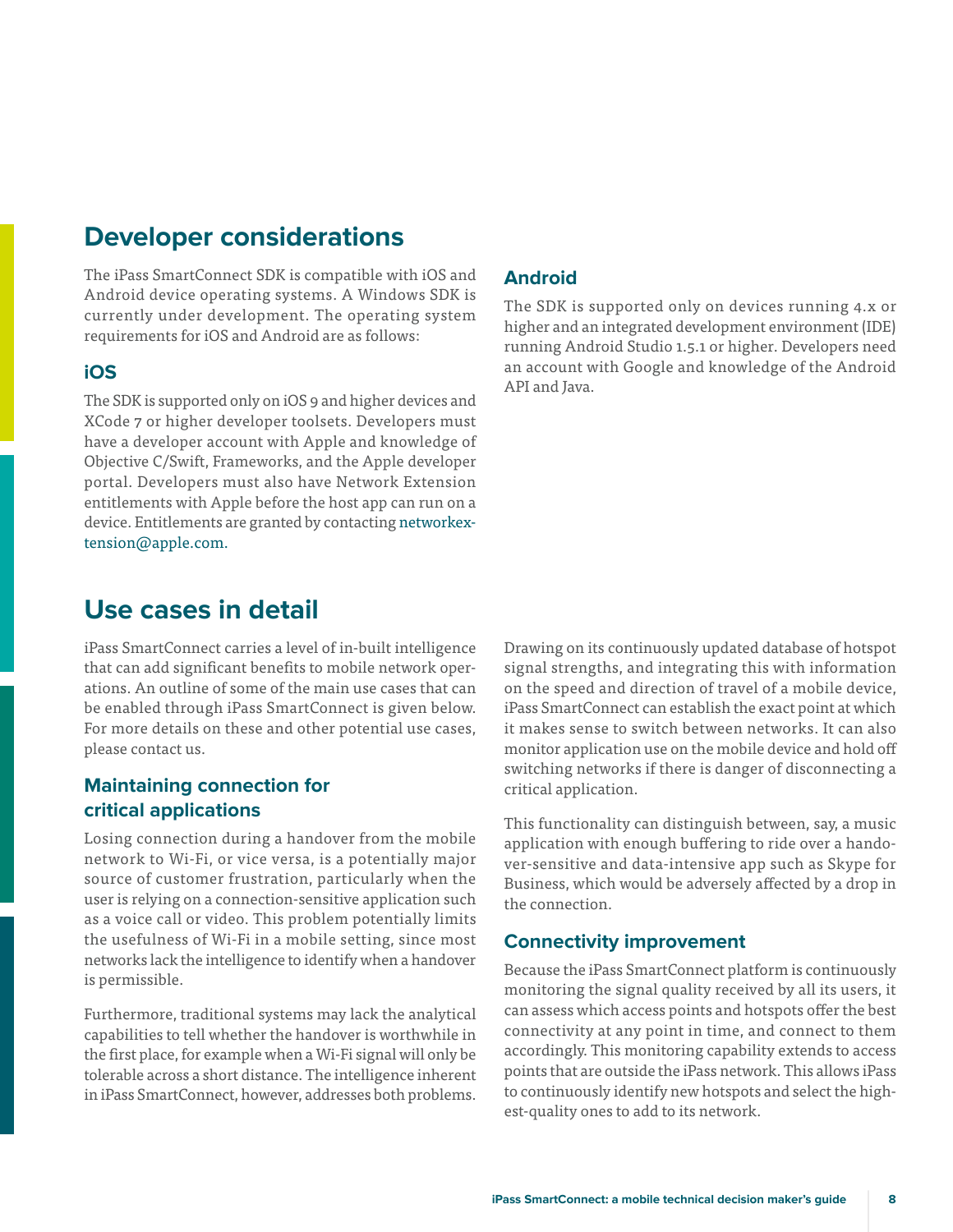## Developer considerations

The iPass SmartConnect SDK is compatible with iOS and Android device operating systems. A Windows SDK is currently under development. The operating system requirements for iOS and Android are as follows:

### iOS

The SDK is supported only on iOS 9 and higher devices and XCode 7 or higher developer toolsets. Developers must have a developer account with Apple and knowledge of Objective C/Swift, Frameworks, and the Apple developer portal. Developers must also have Network Extension entitlements with Apple before the host app can run on a device. Entitlements are granted by contacting networkextension@apple.com.

### Android

The SDK is supported only on devices running 4.x or higher and an integrated development environment (IDE) running Android Studio 1.5.1 or higher. Developers need an account with Google and knowledge of the Android API and Java.

## Use cases in detail

iPass SmartConnect carries a level of in-built intelligence that can add significant benefits to mobile network operations. An outline of some of the main use cases that can be enabled through iPass SmartConnect is given below. For more details on these and other potential use cases, please contact us.

### Maintaining connection for critical applications

Losing connection during a handover from the mobile network to Wi-Fi, or vice versa, is a potentially major source of customer frustration, particularly when the user is relying on a connection-sensitive application such as a voice call or video. This problem potentially limits the usefulness of Wi-Fi in a mobile setting, since most networks lack the intelligence to identify when a handover is permissible.

Furthermore, traditional systems may lack the analytical capabilities to tell whether the handover is worthwhile in the first place, for example when a Wi-Fi signal will only be tolerable across a short distance. The intelligence inherent in iPass SmartConnect, however, addresses both problems.

Drawing on its continuously updated database of hotspot signal strengths, and integrating this with information on the speed and direction of travel of a mobile device, iPass SmartConnect can establish the exact point at which it makes sense to switch between networks. It can also monitor application use on the mobile device and hold off switching networks if there is danger of disconnecting a critical application.

This functionality can distinguish between, say, a music application with enough buffering to ride over a handover-sensitive and data-intensive app such as Skype for Business, which would be adversely affected by a drop in the connection.

### Connectivity improvement

Because the iPass SmartConnect platform is continuously monitoring the signal quality received by all its users, it can assess which access points and hotspots offer the best connectivity at any point in time, and connect to them accordingly. This monitoring capability extends to access points that are outside the iPass network. This allows iPass to continuously identify new hotspots and select the highest-quality ones to add to its network.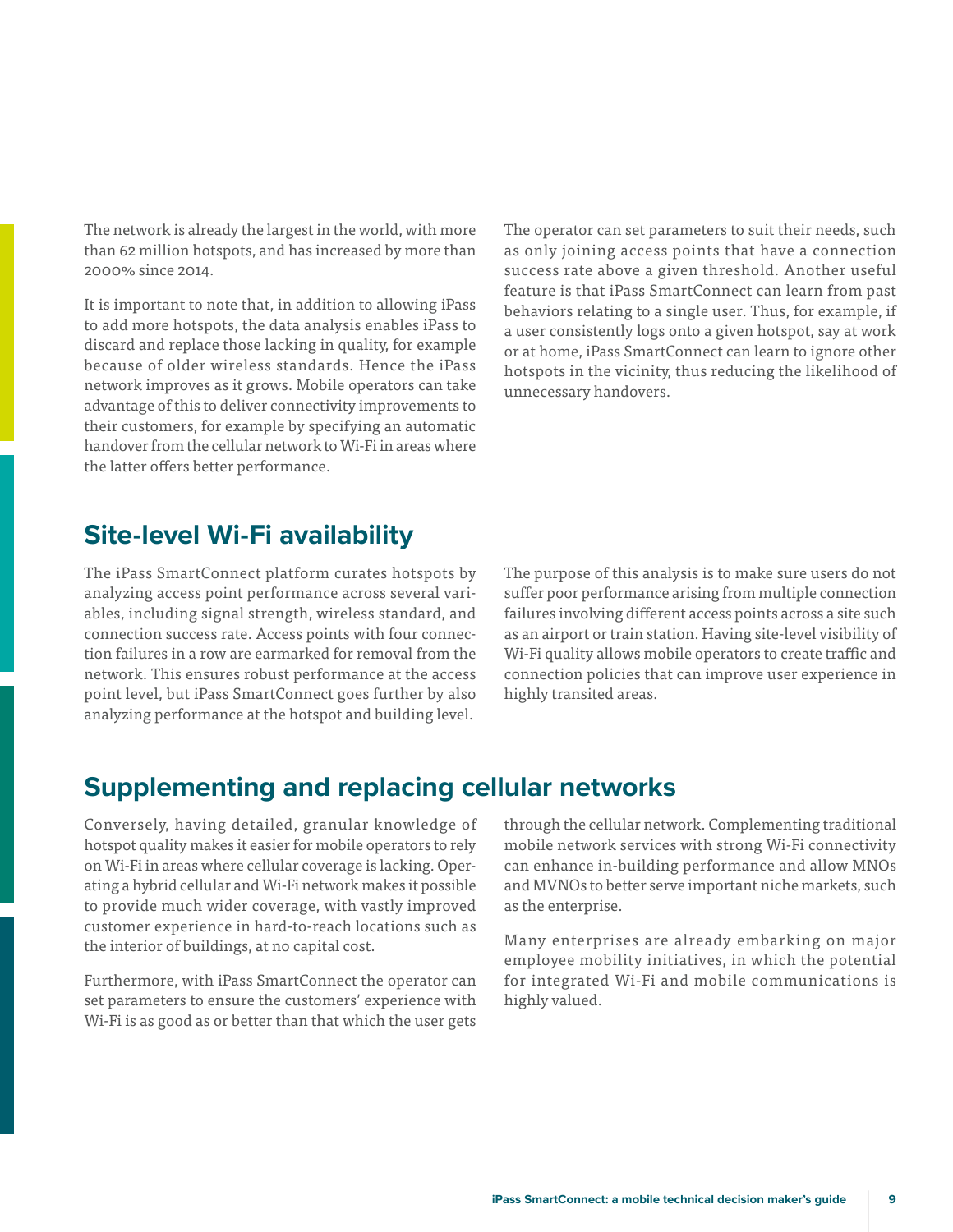The network is already the largest in the world, with more than 62 million hotspots, and has increased by more than 2000% since 2014.

It is important to note that, in addition to allowing iPass to add more hotspots, the data analysis enables iPass to discard and replace those lacking in quality, for example because of older wireless standards. Hence the iPass network improves as it grows. Mobile operators can take advantage of this to deliver connectivity improvements to their customers, for example by specifying an automatic handover from the cellular network to Wi-Fi in areas where the latter offers better performance.

The operator can set parameters to suit their needs, such as only joining access points that have a connection success rate above a given threshold. Another useful feature is that iPass SmartConnect can learn from past behaviors relating to a single user. Thus, for example, if a user consistently logs onto a given hotspot, say at work or at home, iPass SmartConnect can learn to ignore other hotspots in the vicinity, thus reducing the likelihood of unnecessary handovers.

## Site-level Wi-Fi availability

The iPass SmartConnect platform curates hotspots by analyzing access point performance across several variables, including signal strength, wireless standard, and connection success rate. Access points with four connection failures in a row are earmarked for removal from the network. This ensures robust performance at the access point level, but iPass SmartConnect goes further by also analyzing performance at the hotspot and building level.

The purpose of this analysis is to make sure users do not suffer poor performance arising from multiple connection failures involving different access points across a site such as an airport or train station. Having site-level visibility of Wi-Fi quality allows mobile operators to create traffic and connection policies that can improve user experience in highly transited areas.

## Supplementing and replacing cellular networks

Conversely, having detailed, granular knowledge of hotspot quality makes it easier for mobile operators to rely on Wi-Fi in areas where cellular coverage is lacking. Operating a hybrid cellular and Wi-Fi network makes it possible to provide much wider coverage, with vastly improved customer experience in hard-to-reach locations such as the interior of buildings, at no capital cost.

Furthermore, with iPass SmartConnect the operator can set parameters to ensure the customers' experience with Wi-Fi is as good as or better than that which the user gets through the cellular network. Complementing traditional mobile network services with strong Wi-Fi connectivity can enhance in-building performance and allow MNOs and MVNOs to better serve important niche markets, such as the enterprise.

Many enterprises are already embarking on major employee mobility initiatives, in which the potential for integrated Wi-Fi and mobile communications is highly valued.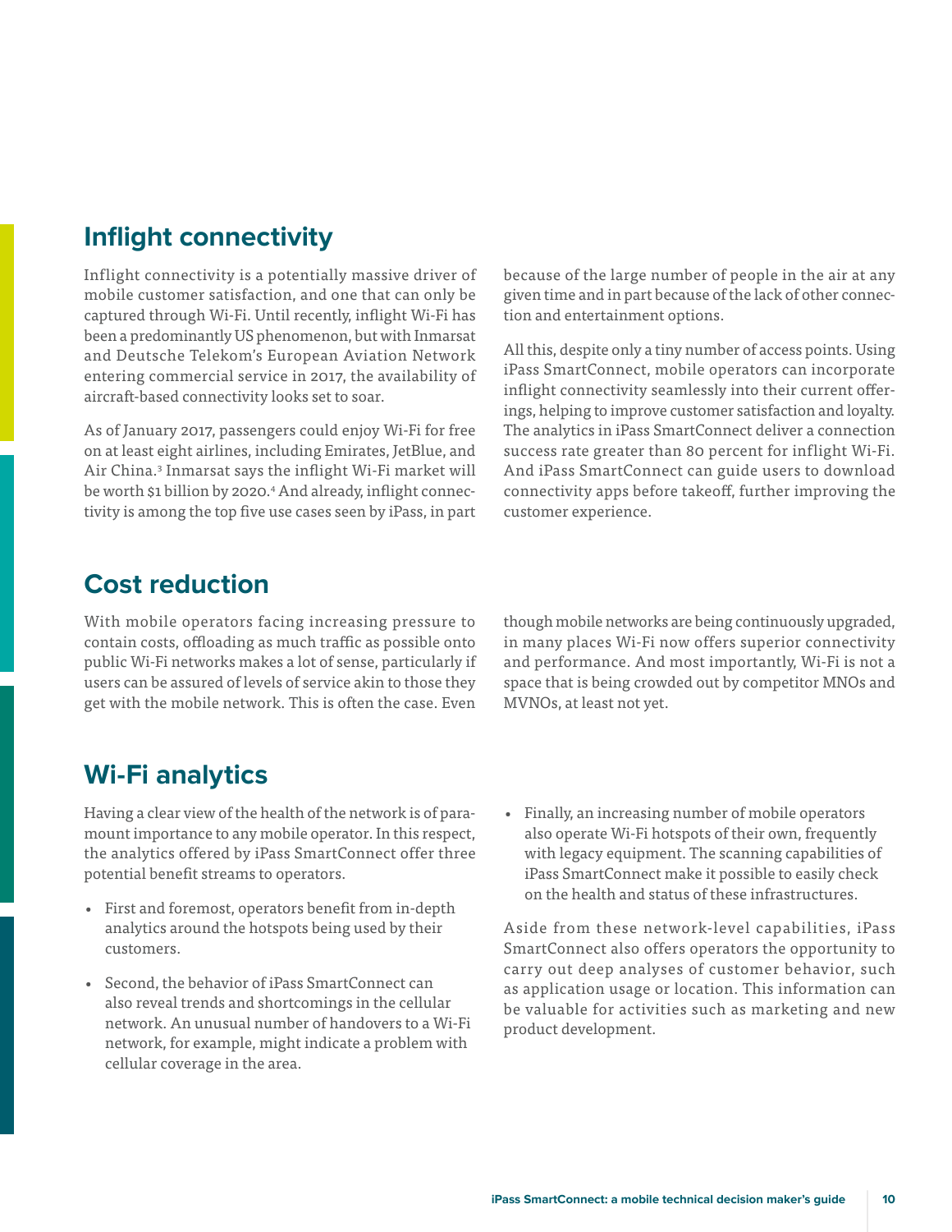## Inflight connectivity

Inflight connectivity is a potentially massive driver of mobile customer satisfaction, and one that can only be captured through Wi-Fi. Until recently, inflight Wi-Fi has been a predominantly US phenomenon, but with Inmarsat and Deutsche Telekom's European Aviation Network entering commercial service in 2017, the availability of aircraft-based connectivity looks set to soar.

As of January 2017, passengers could enjoy Wi-Fi for free on at least eight airlines, including Emirates, JetBlue, and Air China.[3] Inmarsat says the inflight Wi-Fi market will be worth $1 billion by 2020.[4] And already, inflight connectivity is among the top five use cases seen by iPass, in part because of the large number of people in the air at any given time and in part because of the lack of other connection and entertainment options.

All this, despite only a tiny number of access points. Using iPass SmartConnect, mobile operators can incorporate inflight connectivity seamlessly into their current offerings, helping to improve customer satisfaction and loyalty. The analytics in iPass SmartConnect deliver a connection success rate greater than 80 percent for inflight Wi-Fi. And iPass SmartConnect can guide users to download connectivity apps before takeoff, further improving the customer experience.

## Cost reduction

With mobile operators facing increasing pressure to contain costs, offloading as much traffic as possible onto public Wi-Fi networks makes a lot of sense, particularly if users can be assured of levels of service akin to those they get with the mobile network. This is often the case. Even though mobile networks are being continuously upgraded, in many places Wi-Fi now offers superior connectivity and performance. And most importantly, Wi-Fi is not a space that is being crowded out by competitor MNOs and MVNOs, at least not yet.

## Wi-Fi analytics

Having a clear view of the health of the network is of paramount importance to any mobile operator. In this respect, the analytics offered by iPass SmartConnect offer three potential benefit streams to operators.

- First and foremost, operators benefit from in-depth analytics around the hotspots being used by their customers.
- Second, the behavior of iPass SmartConnect can also reveal trends and shortcomings in the cellular network. An unusual number of handovers to a Wi-Fi network, for example, might indicate a problem with cellular coverage in the area.
- Finally, an increasing number of mobile operators also operate Wi-Fi hotspots of their own, frequently with legacy equipment. The scanning capabilities of iPass SmartConnect make it possible to easily check on the health and status of these infrastructures.

Aside from these network-level capabilities, iPass SmartConnect also offers operators the opportunity to carry out deep analyses of customer behavior, such as application usage or location. This information can be valuable for activities such as marketing and new product development.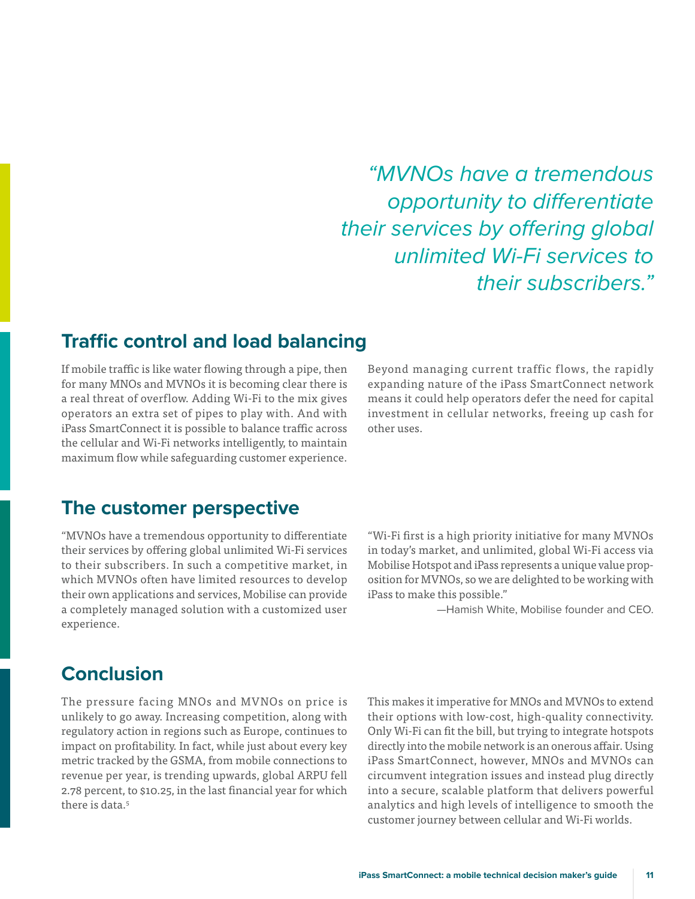*"MVNOs have a tremendous opportunity to differentiate their services by offering global unlimited Wi-Fi services to their subscribers."*

## Traffic control and load balancing

If mobile traffic is like water flowing through a pipe, then for many MNOs and MVNOs it is becoming clear there is a real threat of overflow. Adding Wi-Fi to the mix gives operators an extra set of pipes to play with. And with iPass SmartConnect it is possible to balance traffic across the cellular and Wi-Fi networks intelligently, to maintain maximum flow while safeguarding customer experience.

Beyond managing current traffic flows, the rapidly expanding nature of the iPass SmartConnect network means it could help operators defer the need for capital investment in cellular networks, freeing up cash for other uses.

## The customer perspective

"MVNOs have a tremendous opportunity to differentiate their services by offering global unlimited Wi-Fi services to their subscribers. In such a competitive market, in which MVNOs often have limited resources to develop their own applications and services, Mobilise can provide a completely managed solution with a customized user experience.

"Wi-Fi first is a high priority initiative for many MVNOs in today's market, and unlimited, global Wi-Fi access via Mobilise Hotspot and iPass represents a unique value proposition for MVNOs, so we are delighted to be working with iPass to make this possible."

—Hamish White, Mobilise founder and CEO.

## Conclusion

The pressure facing MNOs and MVNOs on price is unlikely to go away. Increasing competition, along with regulatory action in regions such as Europe, continues to impact on profitability. In fact, while just about every key metric tracked by the GSMA, from mobile connections to revenue per year, is trending upwards, global ARPU fell 2.78 percent, to $10.25, in the last financial year for which there is data.[5]

This makes it imperative for MNOs and MVNOs to extend their options with low-cost, high-quality connectivity. Only Wi-Fi can fit the bill, but trying to integrate hotspots directly into the mobile network is an onerous affair. Using iPass SmartConnect, however, MNOs and MVNOs can circumvent integration issues and instead plug directly into a secure, scalable platform that delivers powerful analytics and high levels of intelligence to smooth the customer journey between cellular and Wi-Fi worlds.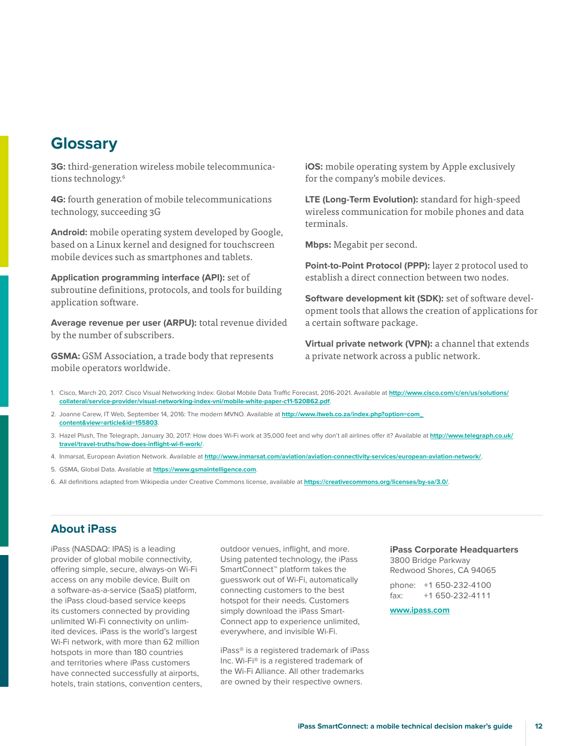## Glossary

**3G:** third-generation wireless mobile telecommunications technology.[6]

**4G:** fourth generation of mobile telecommunications technology, succeeding 3G

**Android:** mobile operating system developed by Google, based on a Linux kernel and designed for touchscreen mobile devices such as smartphones and tablets.

**Application programming interface (API):** set of subroutine definitions, protocols, and tools for building application software.

**Average revenue per user (ARPU):** total revenue divided by the number of subscribers.

**GSMA:** GSM Association, a trade body that represents mobile operators worldwide.

**iOS:** mobile operating system by Apple exclusively for the company's mobile devices.

**LTE (Long-Term Evolution):** standard for high-speed wireless communication for mobile phones and data terminals.

**Mbps:** Megabit per second.

**Point-to-Point Protocol (PPP):** layer 2 protocol used to establish a direct connection between two nodes.

**Software development kit (SDK):** set of software development tools that allows the creation of applications for a certain software package.

**Virtual private network (VPN):** a channel that extends a private network across a public network.

1. Cisco, March 20, 2017. Cisco Visual Networking Index: Global Mobile Data Traffic Forecast, 2016-2021. Available at **http://www.cisco.com/c/en/us/solutions/collateral/service-provider/visual-networking-index-vni/mobile-white-paper-c11-520862.pdf**.
2. Joanne Carew, IT Web, September 14, 2016: The modern MVNO. Available at **http://www.itweb.co.za/index.php?option=com_content&view=article&id=155803**.
3. Hazel Plush, The Telegraph, January 30, 2017: How does Wi-Fi work at 35,000 feet and why don't all airlines offer it? Available at **http://www.telegraph.co.uk/travel/travel-truths/how-does-inflight-wi-fi-work/**.
4. Inmarsat, European Aviation Network. Available at **http://www.inmarsat.com/aviation/aviation-connectivity-services/european-aviation-network/**.
5. GSMA, Global Data. Available at **https://www.gsmaintelligence.com**.
6. All definitions adapted from Wikipedia under Creative Commons license, available at **https://creativecommons.org/licenses/by-sa/3.0/**.

## About iPass

iPass (NASDAQ: IPAS) is a leading provider of global mobile connectivity, offering simple, secure, always-on Wi-Fi access on any mobile device. Built on a software-as-a-service (SaaS) platform, the iPass cloud-based service keeps its customers connected by providing unlimited Wi-Fi connectivity on unlimited devices. iPass is the world's largest Wi-Fi network, with more than 62 million hotspots in more than 180 countries and territories where iPass customers have connected successfully at airports, hotels, train stations, convention centers, outdoor venues, inflight, and more. Using patented technology, the iPass SmartConnect™ platform takes the guesswork out of Wi-Fi, automatically connecting customers to the best hotspot for their needs. Customers simply download the iPass SmartConnect app to experience unlimited, everywhere, and invisible Wi-Fi.

iPass® is a registered trademark of iPass Inc. Wi-Fi® is a registered trademark of the Wi-Fi Alliance. All other trademarks are owned by their respective owners.

**iPass Corporate Headquarters**
3800 Bridge Parkway
Redwood Shores, CA 94065

phone: +1 650-232-4100
fax: +1 650-232-4111

**www.ipass.com**